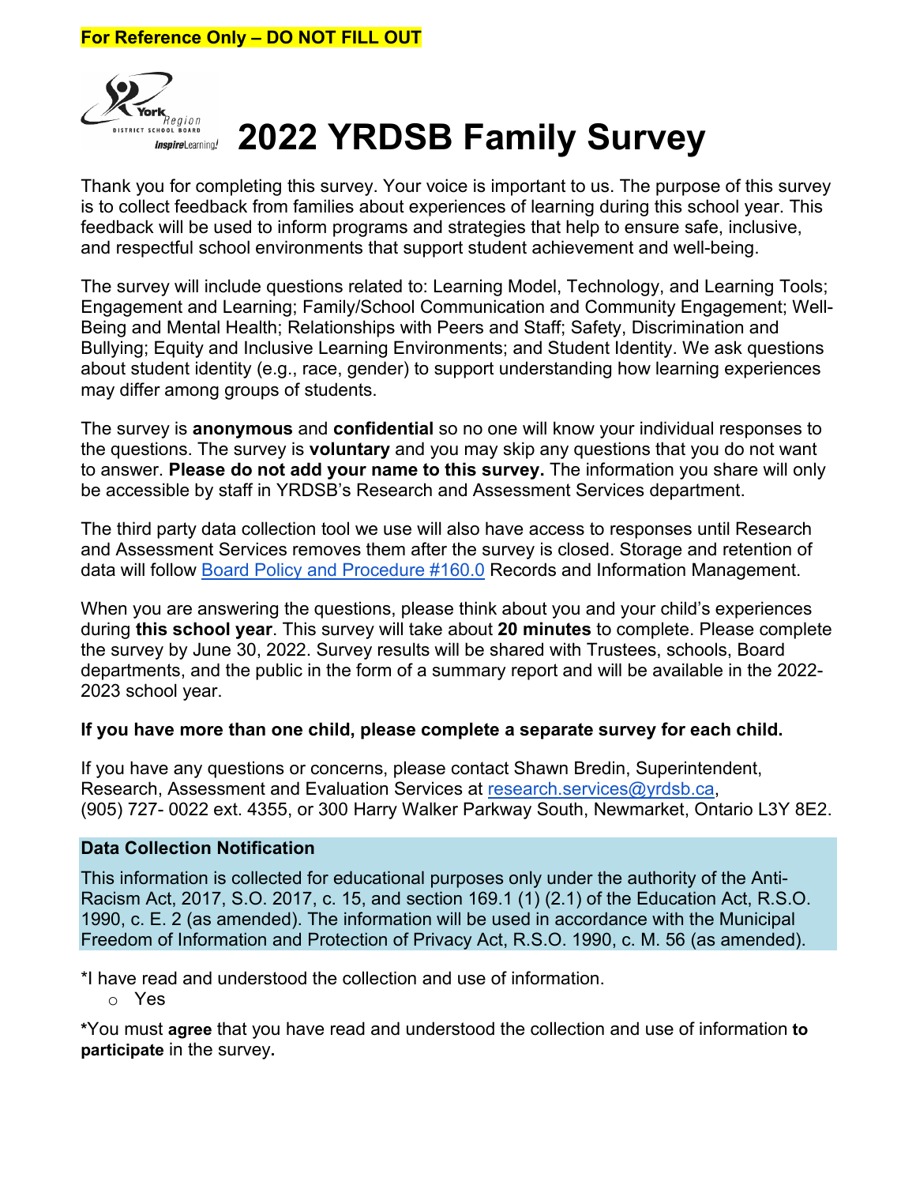**For Reference Only – DO NOT FILL OUT**

# 2022 YRDSB Family Survey

Thank you for completing this survey. Your voice is important to us. The purpose of this survey is to collect feedback from families about experiences of learning during this school year. This feedback will be used to inform programs and strategies that help to ensure safe, inclusive, and respectful school environments that support student achievement and well-being.

The survey will include questions related to: Learning Model, Technology, and Learning Tools; Engagement and Learning; Family/School Communication and Community Engagement; Well-Being and Mental Health; Relationships with Peers and Staff; Safety, Discrimination and Bullying; Equity and Inclusive Learning Environments; and Student Identity. We ask questions about student identity (e.g., race, gender) to support understanding how learning experiences may differ among groups of students.

The survey is **anonymous** and **confidential** so no one will know your individual responses to the questions. The survey is **voluntary** and you may skip any questions that you do not want to answer. **Please do not add your name to this survey.** The information you share will only be accessible by staff in YRDSB's Research and Assessment Services department.

The third party data collection tool we use will also have access to responses until Research and Assessment Services removes them after the survey is closed. Storage and retention of data will follow Board Policy and Procedure #160.0 Records and Information Management.

When you are answering the questions, please think about you and your child's experiences during **this school year**. This survey will take about **20 minutes** to complete. Please complete the survey by June 30, 2022. Survey results will be shared with Trustees, schools, Board departments, and the public in the form of a summary report and will be available in the 2022-2023 school year.

**If you have more than one child, please complete a separate survey for each child.**

If you have any questions or concerns, please contact Shawn Bredin, Superintendent, Research, Assessment and Evaluation Services at research.services@yrdsb.ca, (905) 727- 0022 ext. 4355, or 300 Harry Walker Parkway South, Newmarket, Ontario L3Y 8E2.

**Data Collection Notification**

This information is collected for educational purposes only under the authority of the Anti-Racism Act, 2017, S.O. 2017, c. 15, and section 169.1 (1) (2.1) of the Education Act, R.S.O. 1990, c. E. 2 (as amended). The information will be used in accordance with the Municipal Freedom of Information and Protection of Privacy Act, R.S.O. 1990, c. M. 56 (as amended).

*I have read and understood the collection and use of information.

- Yes

*You must **agree** that you have read and understood the collection and use of information **to participate** in the survey.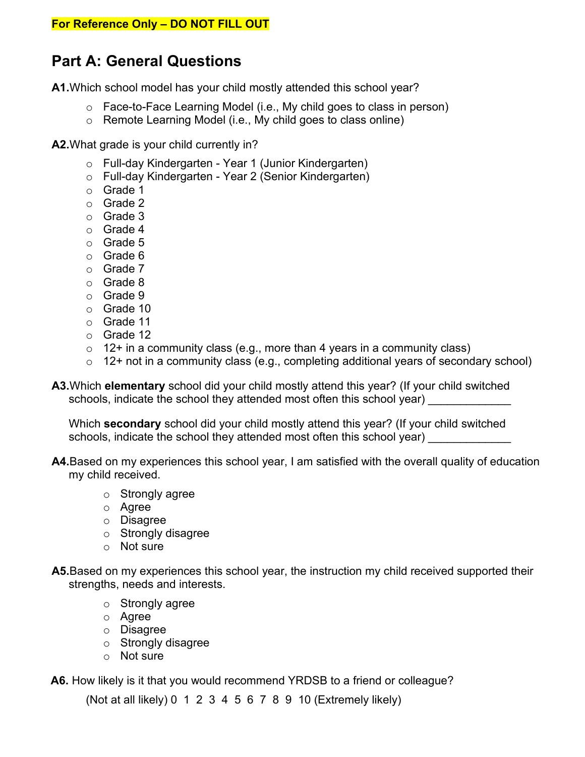**For Reference Only – DO NOT FILL OUT**

## Part A: General Questions

**A1.** Which school model has your child mostly attended this school year?

- Face-to-Face Learning Model (i.e., My child goes to class in person)
- Remote Learning Model (i.e., My child goes to class online)

**A2.** What grade is your child currently in?

- Full-day Kindergarten - Year 1 (Junior Kindergarten)
- Full-day Kindergarten - Year 2 (Senior Kindergarten)
- Grade 1
- Grade 2
- Grade 3
- Grade 4
- Grade 5
- Grade 6
- Grade 7
- Grade 8
- Grade 9
- Grade 10
- Grade 11
- Grade 12
- 12+ in a community class (e.g., more than 4 years in a community class)
- 12+ not in a community class (e.g., completing additional years of secondary school)

**A3.** Which **elementary** school did your child mostly attend this year? (If your child switched schools, indicate the school they attended most often this school year) _____________

Which **secondary** school did your child mostly attend this year? (If your child switched schools, indicate the school they attended most often this school year) _____________

**A4.** Based on my experiences this school year, I am satisfied with the overall quality of education my child received.

- Strongly agree
- Agree
- Disagree
- Strongly disagree
- Not sure

**A5.** Based on my experiences this school year, the instruction my child received supported their strengths, needs and interests.

- Strongly agree
- Agree
- Disagree
- Strongly disagree
- Not sure

**A6.** How likely is it that you would recommend YRDSB to a friend or colleague?

(Not at all likely) 0 1 2 3 4 5 6 7 8 9 10 (Extremely likely)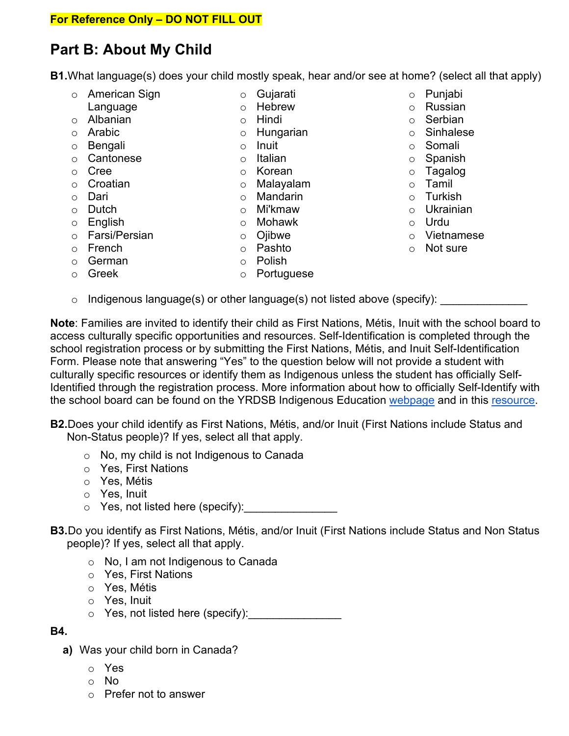**For Reference Only – DO NOT FILL OUT**

## Part B: About My Child

**B1.** What language(s) does your child mostly speak, hear and/or see at home? (select all that apply)

- American Sign Language
- Albanian
- Arabic
- Bengali
- Cantonese
- Cree
- Croatian
- Dari
- Dutch
- English
- Farsi/Persian
- French
- German
- Greek
- Gujarati
- Hebrew
- Hindi
- Hungarian
- Inuit
- Italian
- Korean
- Malayalam
- Mandarin
- Mi'kmaw
- Mohawk
- Ojibwe
- Pashto
- Polish
- Portuguese
- Punjabi
- Russian
- Serbian
- Sinhalese
- Somali
- Spanish
- Tagalog
- Tamil
- Turkish
- Ukrainian
- Urdu
- Vietnamese
- Not sure
- Indigenous language(s) or other language(s) not listed above (specify): ______________

**Note**: Families are invited to identify their child as First Nations, Métis, Inuit with the school board to access culturally specific opportunities and resources. Self-Identification is completed through the school registration process or by submitting the First Nations, Métis, and Inuit Self-Identification Form. Please note that answering "Yes" to the question below will not provide a student with culturally specific resources or identify them as Indigenous unless the student has officially Self-Identified through the registration process. More information about how to officially Self-Identify with the school board can be found on the YRDSB Indigenous Education webpage and in this resource.

**B2.** Does your child identify as First Nations, Métis, and/or Inuit (First Nations include Status and Non-Status people)? If yes, select all that apply.

- No, my child is not Indigenous to Canada
- Yes, First Nations
- Yes, Métis
- Yes, Inuit
- Yes, not listed here (specify):_______________

**B3.** Do you identify as First Nations, Métis, and/or Inuit (First Nations include Status and Non Status people)? If yes, select all that apply.

- No, I am not Indigenous to Canada
- Yes, First Nations
- Yes, Métis
- Yes, Inuit
- Yes, not listed here (specify):_______________

**B4.**

**a)** Was your child born in Canada?

- Yes
- No
- Prefer not to answer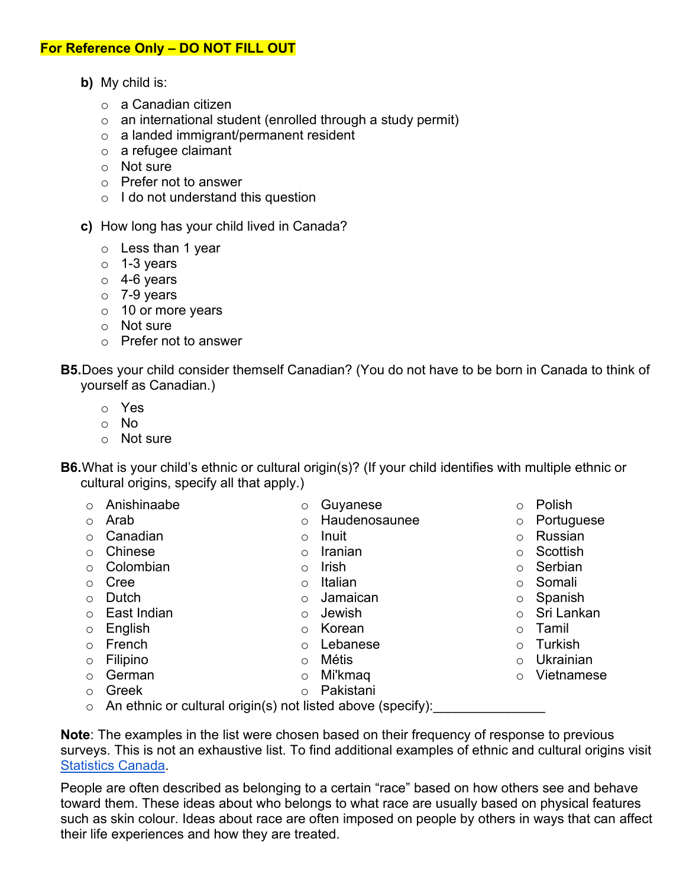**For Reference Only – DO NOT FILL OUT**

**b)** My child is:

- a Canadian citizen
- an international student (enrolled through a study permit)
- a landed immigrant/permanent resident
- a refugee claimant
- Not sure
- Prefer not to answer
- I do not understand this question

**c)** How long has your child lived in Canada?

- Less than 1 year
- 1-3 years
- 4-6 years
- 7-9 years
- 10 or more years
- Not sure
- Prefer not to answer

**B5.** Does your child consider themself Canadian? (You do not have to be born in Canada to think of yourself as Canadian.)

- Yes
- No
- Not sure

**B6.** What is your child's ethnic or cultural origin(s)? (If your child identifies with multiple ethnic or cultural origins, specify all that apply.)

- Anishinaabe
- Arab
- Canadian
- Chinese
- Colombian
- Cree
- Dutch
- East Indian
- English
- French
- Filipino
- German
- Greek
- Guyanese
- Haudenosaunee
- Inuit
- Iranian
- Irish
- Italian
- Jamaican
- Jewish
- Korean
- Lebanese
- Métis
- Mi'kmaq
- Pakistani
- Polish
- Portuguese
- Russian
- Scottish
- Serbian
- Somali
- Spanish
- Sri Lankan
- Tamil
- Turkish
- Ukrainian
- Vietnamese
- An ethnic or cultural origin(s) not listed above (specify):_______________

**Note**: The examples in the list were chosen based on their frequency of response to previous surveys. This is not an exhaustive list. To find additional examples of ethnic and cultural origins visit Statistics Canada.

People are often described as belonging to a certain "race" based on how others see and behave toward them. These ideas about who belongs to what race are usually based on physical features such as skin colour. Ideas about race are often imposed on people by others in ways that can affect their life experiences and how they are treated.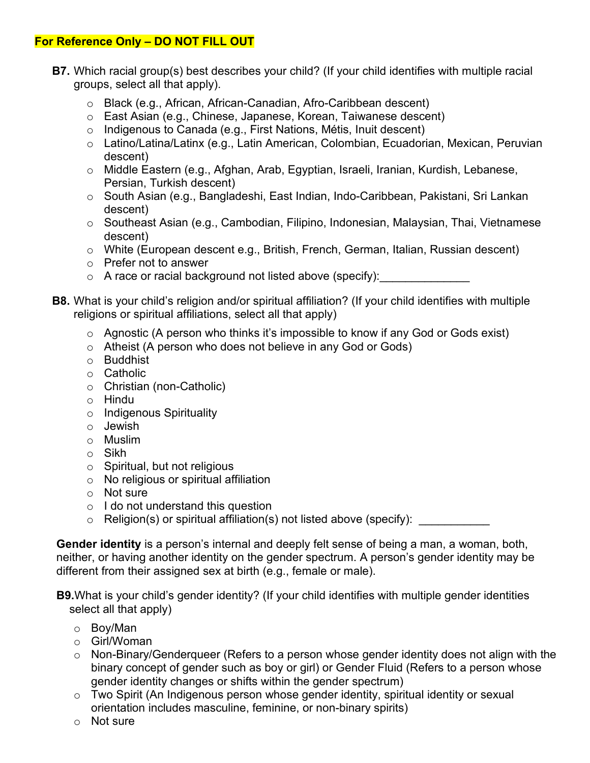**For Reference Only – DO NOT FILL OUT**

**B7.** Which racial group(s) best describes your child? (If your child identifies with multiple racial groups, select all that apply).

- Black (e.g., African, African-Canadian, Afro-Caribbean descent)
- East Asian (e.g., Chinese, Japanese, Korean, Taiwanese descent)
- Indigenous to Canada (e.g., First Nations, Métis, Inuit descent)
- Latino/Latina/Latinx (e.g., Latin American, Colombian, Ecuadorian, Mexican, Peruvian descent)
- Middle Eastern (e.g., Afghan, Arab, Egyptian, Israeli, Iranian, Kurdish, Lebanese, Persian, Turkish descent)
- South Asian (e.g., Bangladeshi, East Indian, Indo-Caribbean, Pakistani, Sri Lankan descent)
- Southeast Asian (e.g., Cambodian, Filipino, Indonesian, Malaysian, Thai, Vietnamese descent)
- White (European descent e.g., British, French, German, Italian, Russian descent)
- Prefer not to answer
- A race or racial background not listed above (specify):______________

**B8.** What is your child's religion and/or spiritual affiliation? (If your child identifies with multiple religions or spiritual affiliations, select all that apply)

- Agnostic (A person who thinks it's impossible to know if any God or Gods exist)
- Atheist (A person who does not believe in any God or Gods)
- Buddhist
- Catholic
- Christian (non-Catholic)
- Hindu
- Indigenous Spirituality
- Jewish
- Muslim
- Sikh
- Spiritual, but not religious
- No religious or spiritual affiliation
- Not sure
- I do not understand this question
- Religion(s) or spiritual affiliation(s) not listed above (specify): ___________

**Gender identity** is a person's internal and deeply felt sense of being a man, a woman, both, neither, or having another identity on the gender spectrum. A person's gender identity may be different from their assigned sex at birth (e.g., female or male).

**B9.** What is your child's gender identity? (If your child identifies with multiple gender identities select all that apply)

- Boy/Man
- Girl/Woman
- Non-Binary/Genderqueer (Refers to a person whose gender identity does not align with the binary concept of gender such as boy or girl) or Gender Fluid (Refers to a person whose gender identity changes or shifts within the gender spectrum)
- Two Spirit (An Indigenous person whose gender identity, spiritual identity or sexual orientation includes masculine, feminine, or non-binary spirits)
- Not sure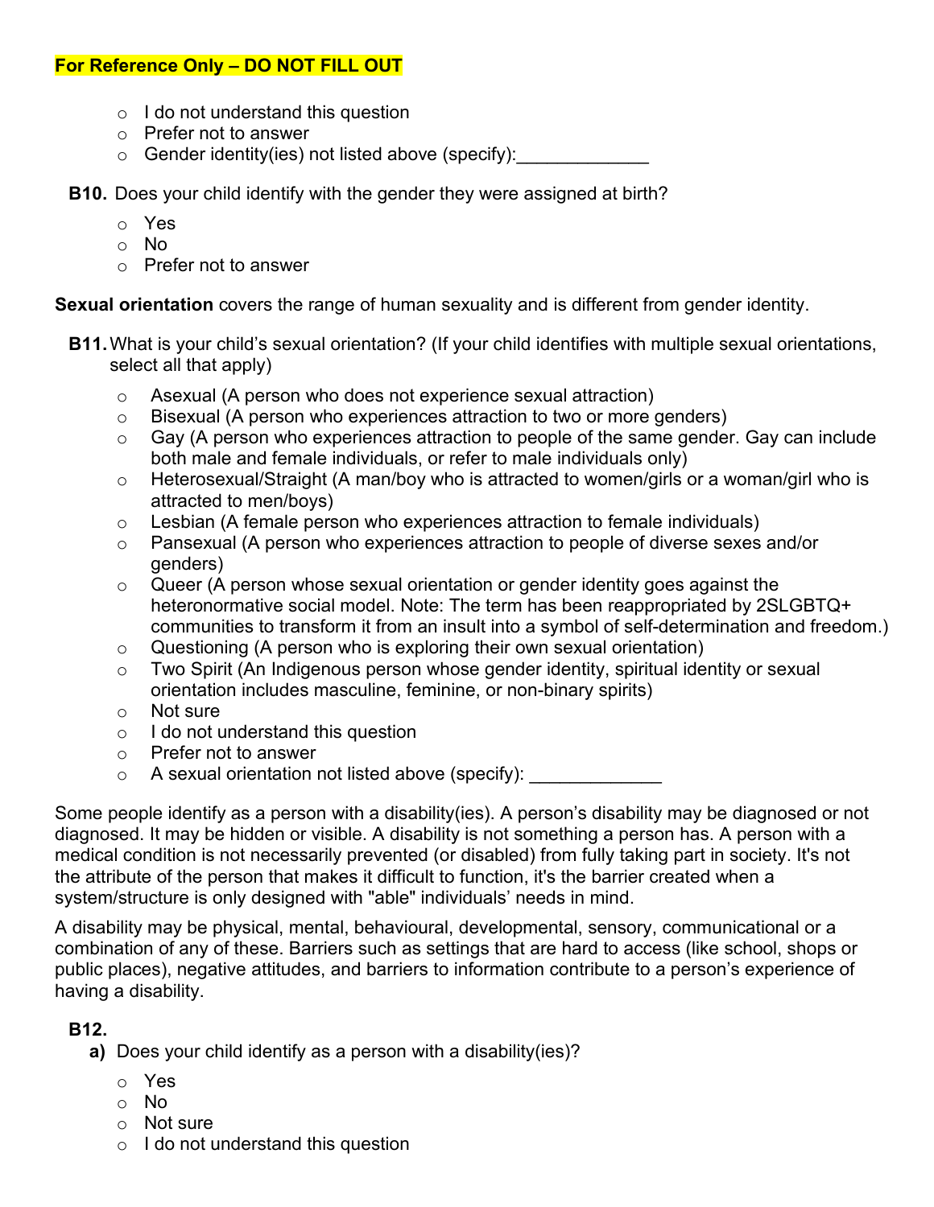**For Reference Only – DO NOT FILL OUT**

- I do not understand this question
- Prefer not to answer
- Gender identity(ies) not listed above (specify):_____________

**B10.** Does your child identify with the gender they were assigned at birth?

- Yes
- No
- Prefer not to answer

**Sexual orientation** covers the range of human sexuality and is different from gender identity.

**B11.** What is your child's sexual orientation? (If your child identifies with multiple sexual orientations, select all that apply)

- Asexual (A person who does not experience sexual attraction)
- Bisexual (A person who experiences attraction to two or more genders)
- Gay (A person who experiences attraction to people of the same gender. Gay can include both male and female individuals, or refer to male individuals only)
- Heterosexual/Straight (A man/boy who is attracted to women/girls or a woman/girl who is attracted to men/boys)
- Lesbian (A female person who experiences attraction to female individuals)
- Pansexual (A person who experiences attraction to people of diverse sexes and/or genders)
- Queer (A person whose sexual orientation or gender identity goes against the heteronormative social model. Note: The term has been reappropriated by 2SLGBTQ+ communities to transform it from an insult into a symbol of self-determination and freedom.)
- Questioning (A person who is exploring their own sexual orientation)
- Two Spirit (An Indigenous person whose gender identity, spiritual identity or sexual orientation includes masculine, feminine, or non-binary spirits)
- Not sure
- I do not understand this question
- Prefer not to answer
- A sexual orientation not listed above (specify): _____________

Some people identify as a person with a disability(ies). A person's disability may be diagnosed or not diagnosed. It may be hidden or visible. A disability is not something a person has. A person with a medical condition is not necessarily prevented (or disabled) from fully taking part in society. It's not the attribute of the person that makes it difficult to function, it's the barrier created when a system/structure is only designed with "able" individuals' needs in mind.

A disability may be physical, mental, behavioural, developmental, sensory, communicational or a combination of any of these. Barriers such as settings that are hard to access (like school, shops or public places), negative attitudes, and barriers to information contribute to a person's experience of having a disability.

**B12.**

**a)** Does your child identify as a person with a disability(ies)?

- Yes
- No
- Not sure
- I do not understand this question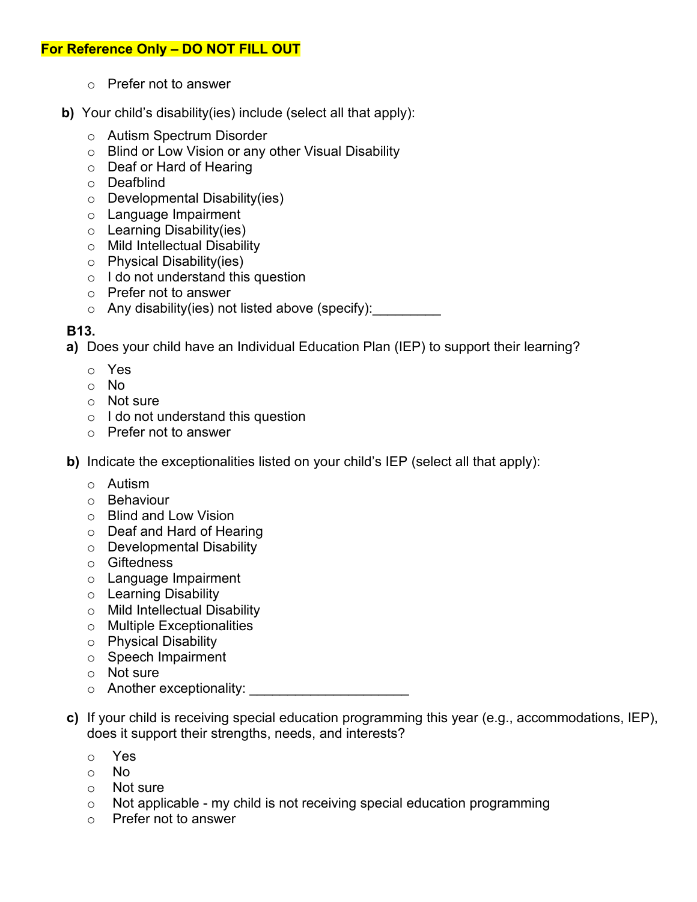**For Reference Only – DO NOT FILL OUT**

- Prefer not to answer

**b)** Your child's disability(ies) include (select all that apply):

- Autism Spectrum Disorder
- Blind or Low Vision or any other Visual Disability
- Deaf or Hard of Hearing
- Deafblind
- Developmental Disability(ies)
- Language Impairment
- Learning Disability(ies)
- Mild Intellectual Disability
- Physical Disability(ies)
- I do not understand this question
- Prefer not to answer
- Any disability(ies) not listed above (specify):_________

**B13.**

**a)** Does your child have an Individual Education Plan (IEP) to support their learning?

- Yes
- No
- Not sure
- I do not understand this question
- Prefer not to answer

**b)** Indicate the exceptionalities listed on your child's IEP (select all that apply):

- Autism
- Behaviour
- Blind and Low Vision
- Deaf and Hard of Hearing
- Developmental Disability
- Giftedness
- Language Impairment
- Learning Disability
- Mild Intellectual Disability
- Multiple Exceptionalities
- Physical Disability
- Speech Impairment
- Not sure
- Another exceptionality: ____________________

**c)** If your child is receiving special education programming this year (e.g., accommodations, IEP), does it support their strengths, needs, and interests?

- Yes
- No
- Not sure
- Not applicable - my child is not receiving special education programming
- Prefer not to answer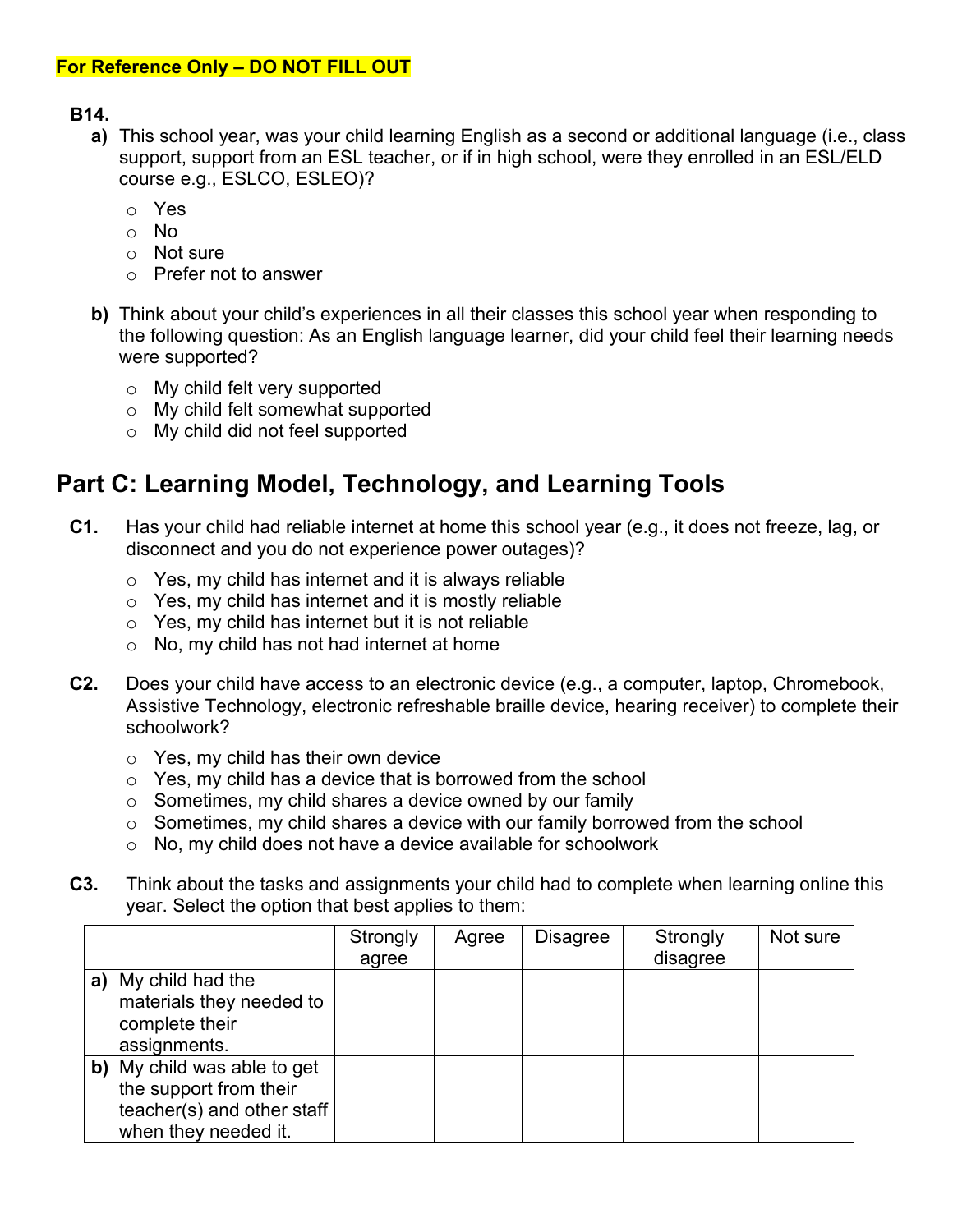**For Reference Only – DO NOT FILL OUT**

**B14.**

**a)** This school year, was your child learning English as a second or additional language (i.e., class support, support from an ESL teacher, or if in high school, were they enrolled in an ESL/ELD course e.g., ESLCO, ESLEO)?

- Yes
- No
- Not sure
- Prefer not to answer

**b)** Think about your child's experiences in all their classes this school year when responding to the following question: As an English language learner, did your child feel their learning needs were supported?

- My child felt very supported
- My child felt somewhat supported
- My child did not feel supported

## Part C: Learning Model, Technology, and Learning Tools

**C1.** Has your child had reliable internet at home this school year (e.g., it does not freeze, lag, or disconnect and you do not experience power outages)?

- Yes, my child has internet and it is always reliable
- Yes, my child has internet and it is mostly reliable
- Yes, my child has internet but it is not reliable
- No, my child has not had internet at home

**C2.** Does your child have access to an electronic device (e.g., a computer, laptop, Chromebook, Assistive Technology, electronic refreshable braille device, hearing receiver) to complete their schoolwork?

- Yes, my child has their own device
- Yes, my child has a device that is borrowed from the school
- Sometimes, my child shares a device owned by our family
- Sometimes, my child shares a device with our family borrowed from the school
- No, my child does not have a device available for schoolwork

**C3.** Think about the tasks and assignments your child had to complete when learning online this year. Select the option that best applies to them:

| | Strongly agree | Agree | Disagree | Strongly disagree | Not sure |
|---|---|---|---|---|---|
| **a)** My child had the materials they needed to complete their assignments. | | | | | |
| **b)** My child was able to get the support from their teacher(s) and other staff when they needed it. | | | | | |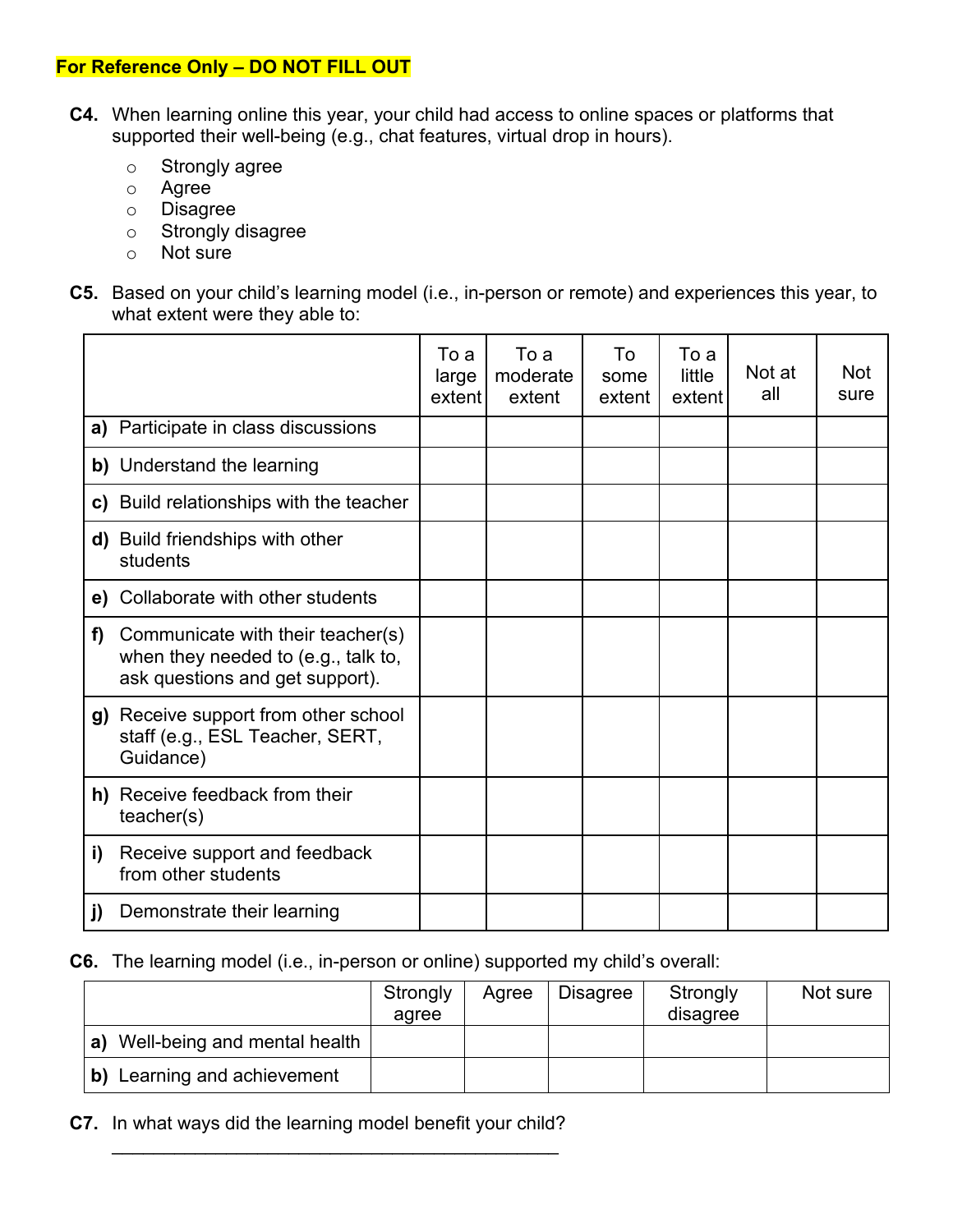**For Reference Only – DO NOT FILL OUT**

**C4.** When learning online this year, your child had access to online spaces or platforms that supported their well-being (e.g., chat features, virtual drop in hours).

- Strongly agree
- Agree
- Disagree
- Strongly disagree
- Not sure

**C5.** Based on your child's learning model (i.e., in-person or remote) and experiences this year, to what extent were they able to:

| | To a large extent | To a moderate extent | To some extent | To a little extent | Not at all | Not sure |
|---|---|---|---|---|---|---|
| **a)** Participate in class discussions | | | | | | |
| **b)** Understand the learning | | | | | | |
| **c)** Build relationships with the teacher | | | | | | |
| **d)** Build friendships with other students | | | | | | |
| **e)** Collaborate with other students | | | | | | |
| **f)** Communicate with their teacher(s) when they needed to (e.g., talk to, ask questions and get support). | | | | | | |
| **g)** Receive support from other school staff (e.g., ESL Teacher, SERT, Guidance) | | | | | | |
| **h)** Receive feedback from their teacher(s) | | | | | | |
| **i)** Receive support and feedback from other students | | | | | | |
| **j)** Demonstrate their learning | | | | | | |

**C6.** The learning model (i.e., in-person or online) supported my child's overall:

| | Strongly agree | Agree | Disagree | Strongly disagree | Not sure |
|---|---|---|---|---|---|
| **a)** Well-being and mental health | | | | | |
| **b)** Learning and achievement | | | | | |

**C7.** In what ways did the learning model benefit your child?

_____________________________________________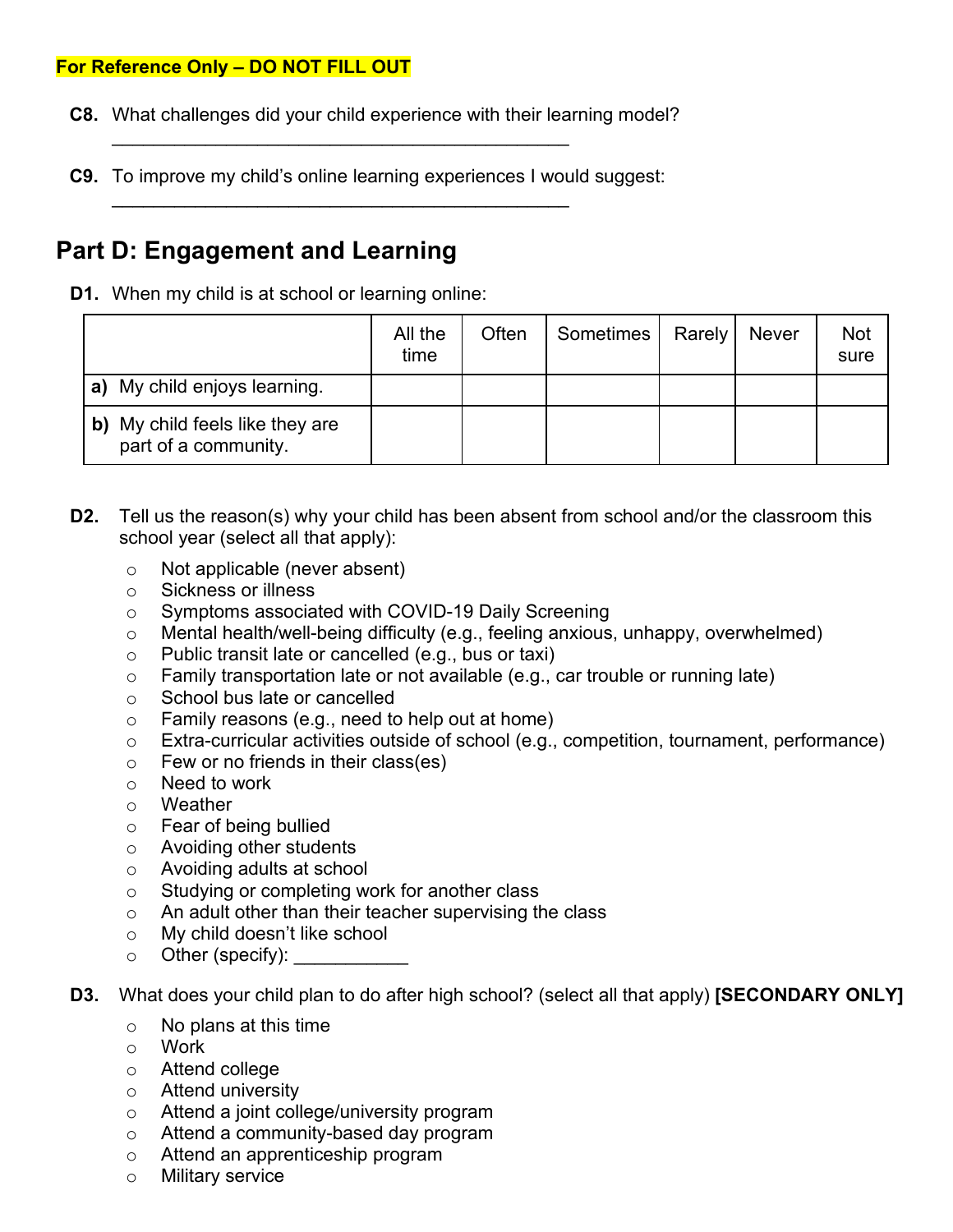**For Reference Only – DO NOT FILL OUT**

**C8.** What challenges did your child experience with their learning model?
_____________________________________________

**C9.** To improve my child's online learning experiences I would suggest:
_____________________________________________

## Part D: Engagement and Learning

**D1.** When my child is at school or learning online:

| | All the time | Often | Sometimes | Rarely | Never | Not sure |
|---|---|---|---|---|---|---|
| **a)** My child enjoys learning. | | | | | | |
| **b)** My child feels like they are part of a community. | | | | | | |

**D2.** Tell us the reason(s) why your child has been absent from school and/or the classroom this school year (select all that apply):

- Not applicable (never absent)
- Sickness or illness
- Symptoms associated with COVID-19 Daily Screening
- Mental health/well-being difficulty (e.g., feeling anxious, unhappy, overwhelmed)
- Public transit late or cancelled (e.g., bus or taxi)
- Family transportation late or not available (e.g., car trouble or running late)
- School bus late or cancelled
- Family reasons (e.g., need to help out at home)
- Extra-curricular activities outside of school (e.g., competition, tournament, performance)
- Few or no friends in their class(es)
- Need to work
- Weather
- Fear of being bullied
- Avoiding other students
- Avoiding adults at school
- Studying or completing work for another class
- An adult other than their teacher supervising the class
- My child doesn't like school
- Other (specify): ___________

**D3.** What does your child plan to do after high school? (select all that apply) **[SECONDARY ONLY]**

- No plans at this time
- Work
- Attend college
- Attend university
- Attend a joint college/university program
- Attend a community-based day program
- Attend an apprenticeship program
- Military service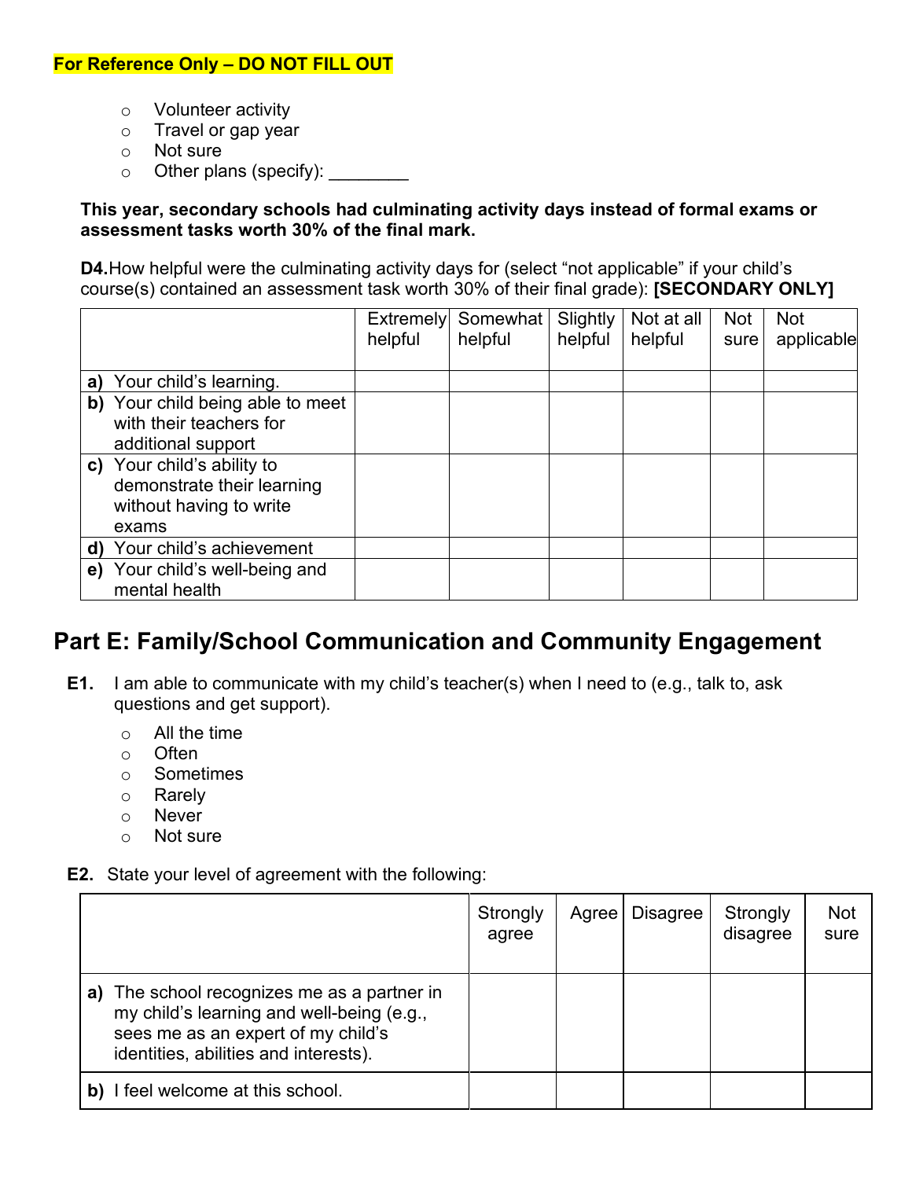**For Reference Only – DO NOT FILL OUT**

- Volunteer activity
- Travel or gap year
- Not sure
- Other plans (specify): ________

**This year, secondary schools had culminating activity days instead of formal exams or assessment tasks worth 30% of the final mark.**

**D4.** How helpful were the culminating activity days for (select “not applicable” if your child’s course(s) contained an assessment task worth 30% of their final grade): **[SECONDARY ONLY]**

| | Extremely helpful | Somewhat helpful | Slightly helpful | Not at all helpful | Not sure | Not applicable |
|---|---|---|---|---|---|---|
| **a)** Your child’s learning. | | | | | | |
| **b)** Your child being able to meet with their teachers for additional support | | | | | | |
| **c)** Your child’s ability to demonstrate their learning without having to write exams | | | | | | |
| **d)** Your child’s achievement | | | | | | |
| **e)** Your child’s well-being and mental health | | | | | | |

## Part E: Family/School Communication and Community Engagement

**E1.** I am able to communicate with my child’s teacher(s) when I need to (e.g., talk to, ask questions and get support).

- All the time
- Often
- Sometimes
- Rarely
- Never
- Not sure

**E2.** State your level of agreement with the following:

| | Strongly agree | Agree | Disagree | Strongly disagree | Not sure |
|---|---|---|---|---|---|
| **a)** The school recognizes me as a partner in my child’s learning and well-being (e.g., sees me as an expert of my child’s identities, abilities and interests). | | | | | |
| **b)** I feel welcome at this school. | | | | | |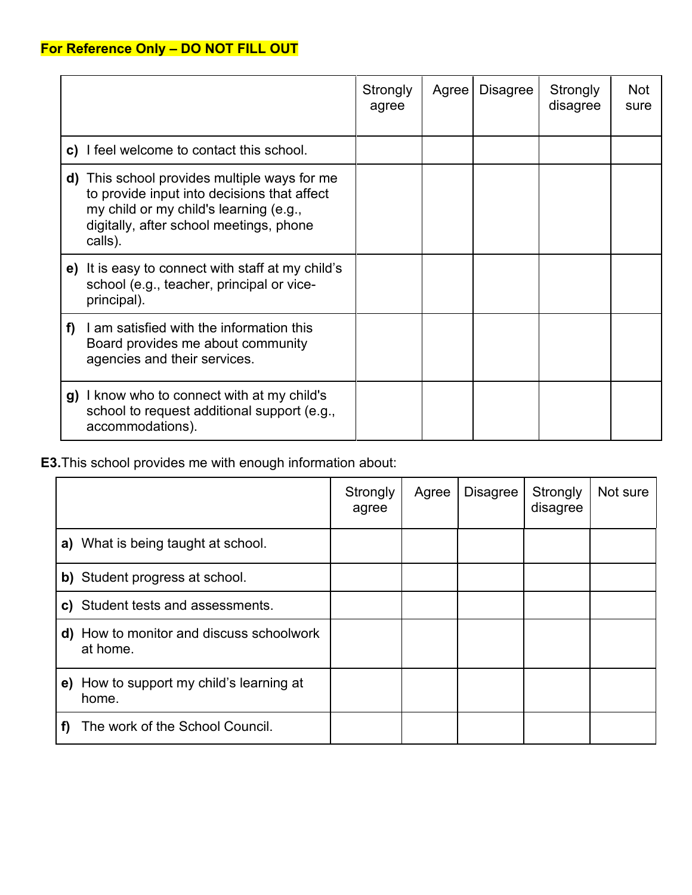**For Reference Only – DO NOT FILL OUT**

| | Strongly agree | Agree | Disagree | Strongly disagree | Not sure |
|---|---|---|---|---|---|
| **c)** I feel welcome to contact this school. | | | | | |
| **d)** This school provides multiple ways for me to provide input into decisions that affect my child or my child's learning (e.g., digitally, after school meetings, phone calls). | | | | | |
| **e)** It is easy to connect with staff at my child's school (e.g., teacher, principal or vice-principal). | | | | | |
| **f)** I am satisfied with the information this Board provides me about community agencies and their services. | | | | | |
| **g)** I know who to connect with at my child's school to request additional support (e.g., accommodations). | | | | | |

**E3.** This school provides me with enough information about:

| | Strongly agree | Agree | Disagree | Strongly disagree | Not sure |
|---|---|---|---|---|---|
| **a)** What is being taught at school. | | | | | |
| **b)** Student progress at school. | | | | | |
| **c)** Student tests and assessments. | | | | | |
| **d)** How to monitor and discuss schoolwork at home. | | | | | |
| **e)** How to support my child's learning at home. | | | | | |
| **f)** The work of the School Council. | | | | | |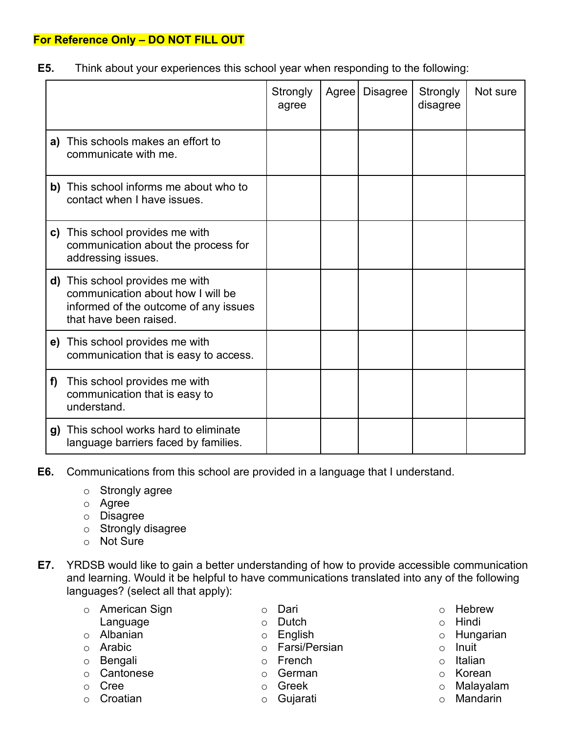**For Reference Only – DO NOT FILL OUT**

**E5.** Think about your experiences this school year when responding to the following:

| | Strongly agree | Agree | Disagree | Strongly disagree | Not sure |
|---|---|---|---|---|---|
| **a)** This schools makes an effort to communicate with me. | | | | | |
| **b)** This school informs me about who to contact when I have issues. | | | | | |
| **c)** This school provides me with communication about the process for addressing issues. | | | | | |
| **d)** This school provides me with communication about how I will be informed of the outcome of any issues that have been raised. | | | | | |
| **e)** This school provides me with communication that is easy to access. | | | | | |
| **f)** This school provides me with communication that is easy to understand. | | | | | |
| **g)** This school works hard to eliminate language barriers faced by families. | | | | | |

**E6.** Communications from this school are provided in a language that I understand.

- Strongly agree
- Agree
- Disagree
- Strongly disagree
- Not Sure

**E7.** YRDSB would like to gain a better understanding of how to provide accessible communication and learning. Would it be helpful to have communications translated into any of the following languages? (select all that apply):

- American Sign Language
- Albanian
- Arabic
- Bengali
- Cantonese
- Cree
- Croatian
- Dari
- Dutch
- English
- Farsi/Persian
- French
- German
- Greek
- Gujarati
- Hebrew
- Hindi
- Hungarian
- Inuit
- Italian
- Korean
- Malayalam
- Mandarin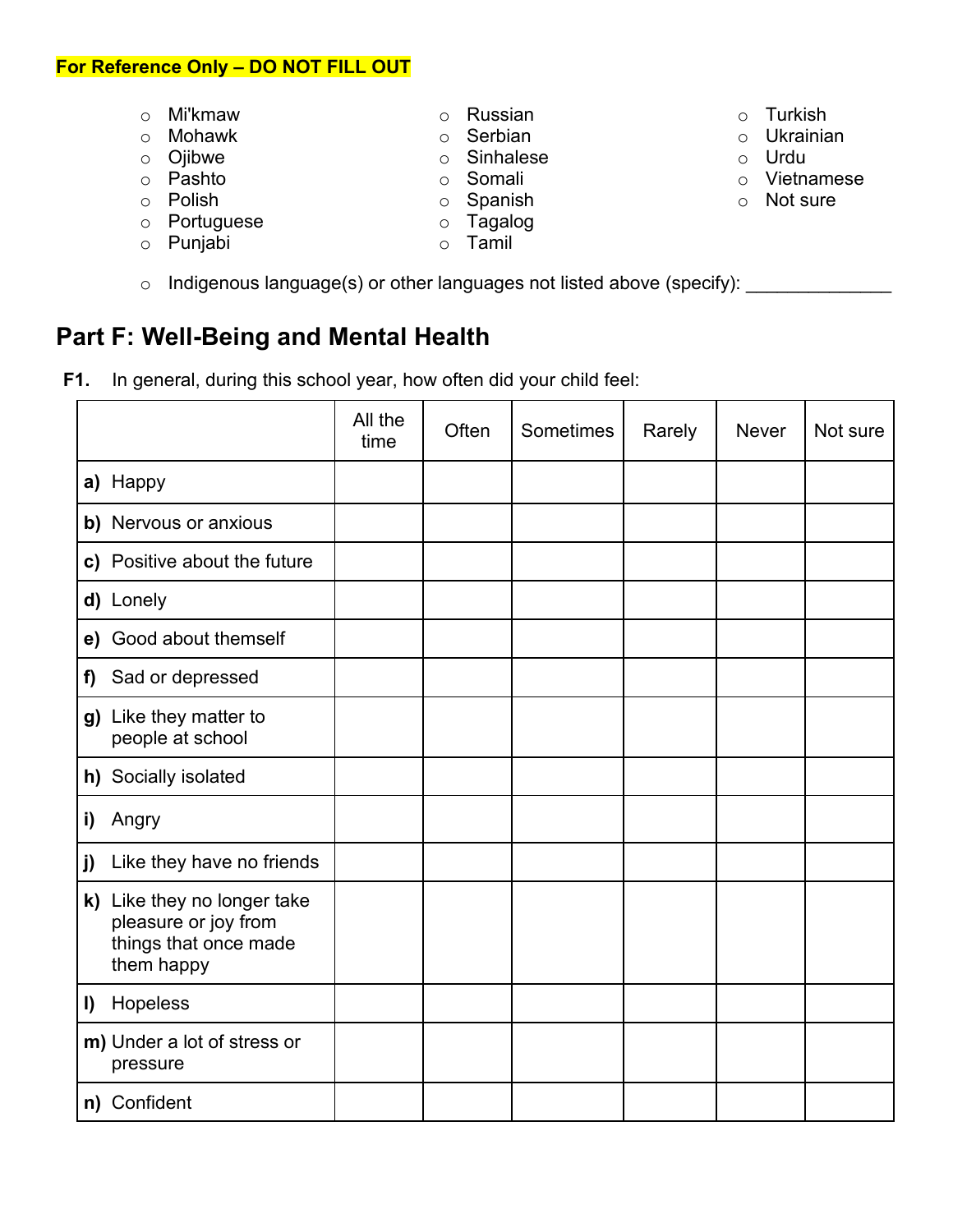**For Reference Only – DO NOT FILL OUT**

- Mi'kmaw
- Mohawk
- Ojibwe
- Pashto
- Polish
- Portuguese
- Punjabi
- Russian
- Serbian
- Sinhalese
- Somali
- Spanish
- Tagalog
- Tamil
- Turkish
- Ukrainian
- Urdu
- Vietnamese
- Not sure

- Indigenous language(s) or other languages not listed above (specify): ______________

## Part F: Well-Being and Mental Health

**F1.** In general, during this school year, how often did your child feel:

| | All the time | Often | Sometimes | Rarely | Never | Not sure |
|---|---|---|---|---|---|---|
| **a)** Happy | | | | | | |
| **b)** Nervous or anxious | | | | | | |
| **c)** Positive about the future | | | | | | |
| **d)** Lonely | | | | | | |
| **e)** Good about themself | | | | | | |
| **f)** Sad or depressed | | | | | | |
| **g)** Like they matter to people at school | | | | | | |
| **h)** Socially isolated | | | | | | |
| **i)** Angry | | | | | | |
| **j)** Like they have no friends | | | | | | |
| **k)** Like they no longer take pleasure or joy from things that once made them happy | | | | | | |
| **l)** Hopeless | | | | | | |
| **m)** Under a lot of stress or pressure | | | | | | |
| **n)** Confident | | | | | | |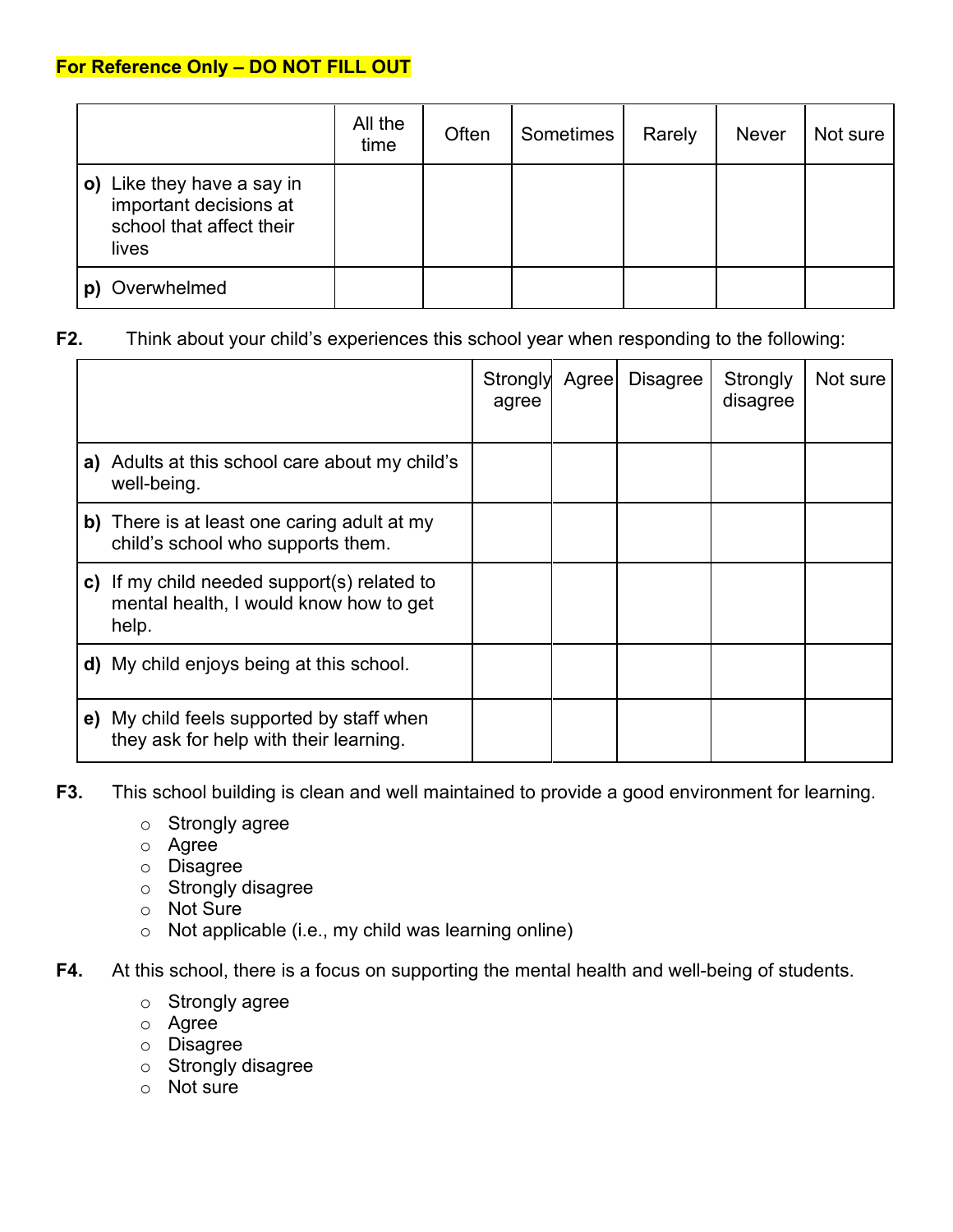**For Reference Only – DO NOT FILL OUT**

| | All the time | Often | Sometimes | Rarely | Never | Not sure |
|---|---|---|---|---|---|---|
| **o)** Like they have a say in important decisions at school that affect their lives | | | | | | |
| **p)** Overwhelmed | | | | | | |

**F2.** Think about your child's experiences this school year when responding to the following:

| | Strongly agree | Agree | Disagree | Strongly disagree | Not sure |
|---|---|---|---|---|---|
| **a)** Adults at this school care about my child's well-being. | | | | | |
| **b)** There is at least one caring adult at my child's school who supports them. | | | | | |
| **c)** If my child needed support(s) related to mental health, I would know how to get help. | | | | | |
| **d)** My child enjoys being at this school. | | | | | |
| **e)** My child feels supported by staff when they ask for help with their learning. | | | | | |

**F3.** This school building is clean and well maintained to provide a good environment for learning.

- Strongly agree
- Agree
- Disagree
- Strongly disagree
- Not Sure
- Not applicable (i.e., my child was learning online)

**F4.** At this school, there is a focus on supporting the mental health and well-being of students.

- Strongly agree
- Agree
- Disagree
- Strongly disagree
- Not sure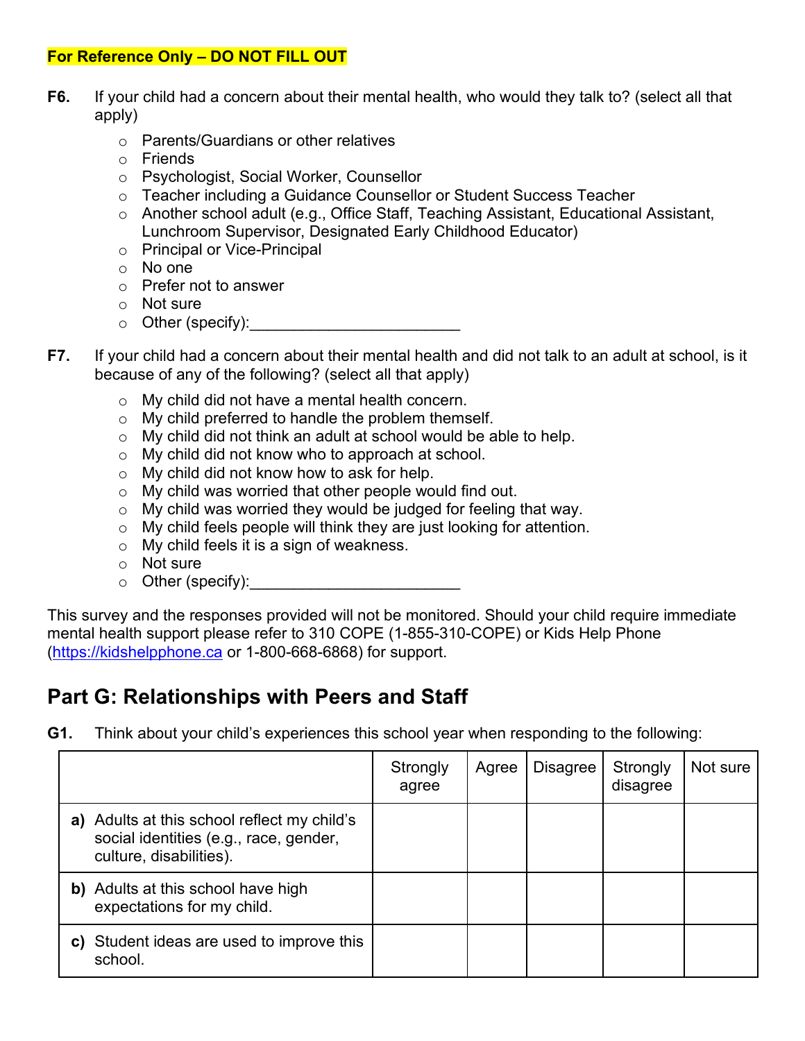**For Reference Only – DO NOT FILL OUT**

**F6.** If your child had a concern about their mental health, who would they talk to? (select all that apply)

- Parents/Guardians or other relatives
- Friends
- Psychologist, Social Worker, Counsellor
- Teacher including a Guidance Counsellor or Student Success Teacher
- Another school adult (e.g., Office Staff, Teaching Assistant, Educational Assistant, Lunchroom Supervisor, Designated Early Childhood Educator)
- Principal or Vice-Principal
- No one
- Prefer not to answer
- Not sure
- Other (specify):________________________

**F7.** If your child had a concern about their mental health and did not talk to an adult at school, is it because of any of the following? (select all that apply)

- My child did not have a mental health concern.
- My child preferred to handle the problem themself.
- My child did not think an adult at school would be able to help.
- My child did not know who to approach at school.
- My child did not know how to ask for help.
- My child was worried that other people would find out.
- My child was worried they would be judged for feeling that way.
- My child feels people will think they are just looking for attention.
- My child feels it is a sign of weakness.
- Not sure
- Other (specify):________________________

This survey and the responses provided will not be monitored. Should your child require immediate mental health support please refer to 310 COPE (1-855-310-COPE) or Kids Help Phone (https://kidshelpphone.ca or 1-800-668-6868) for support.

## Part G: Relationships with Peers and Staff

**G1.** Think about your child's experiences this school year when responding to the following:

| | Strongly agree | Agree | Disagree | Strongly disagree | Not sure |
|---|---|---|---|---|---|
| **a)** Adults at this school reflect my child's social identities (e.g., race, gender, culture, disabilities). | | | | | |
| **b)** Adults at this school have high expectations for my child. | | | | | |
| **c)** Student ideas are used to improve this school. | | | | | |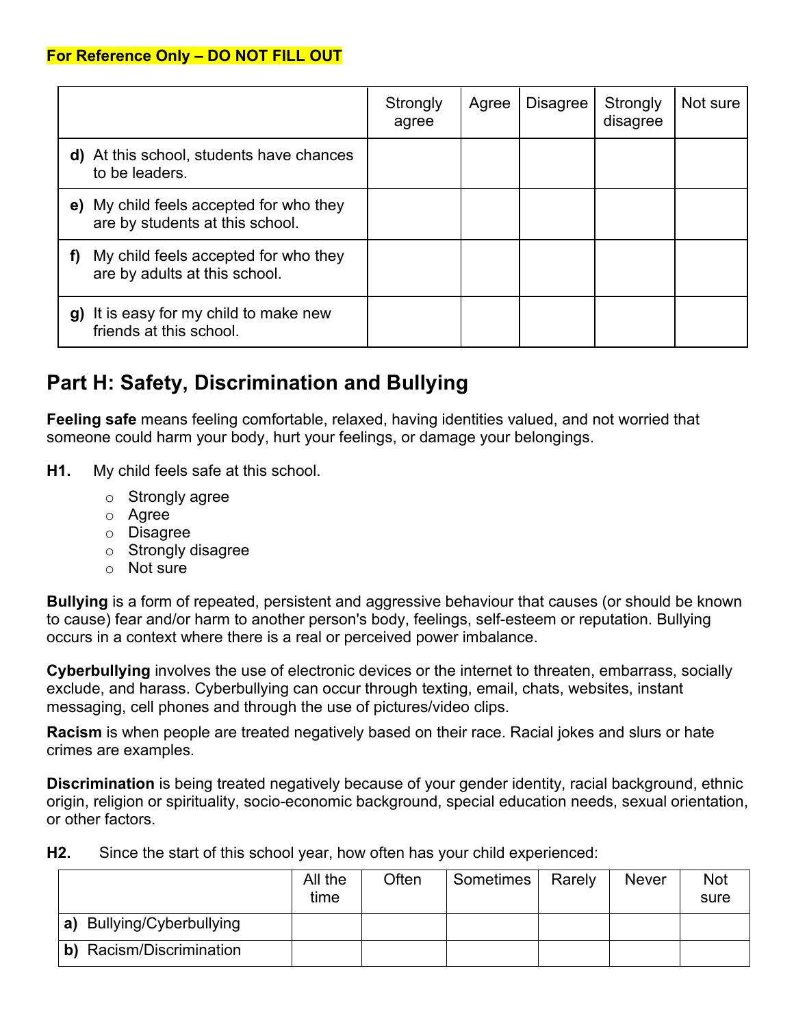**For Reference Only – DO NOT FILL OUT**

| | Strongly agree | Agree | Disagree | Strongly disagree | Not sure |
|---|---|---|---|---|---|
| **d)** At this school, students have chances to be leaders. | | | | | |
| **e)** My child feels accepted for who they are by students at this school. | | | | | |
| **f)** My child feels accepted for who they are by adults at this school. | | | | | |
| **g)** It is easy for my child to make new friends at this school. | | | | | |

## Part H: Safety, Discrimination and Bullying

**Feeling safe** means feeling comfortable, relaxed, having identities valued, and not worried that someone could harm your body, hurt your feelings, or damage your belongings.

**H1.** My child feels safe at this school.

- Strongly agree
- Agree
- Disagree
- Strongly disagree
- Not sure

**Bullying** is a form of repeated, persistent and aggressive behaviour that causes (or should be known to cause) fear and/or harm to another person's body, feelings, self-esteem or reputation. Bullying occurs in a context where there is a real or perceived power imbalance.

**Cyberbullying** involves the use of electronic devices or the internet to threaten, embarrass, socially exclude, and harass. Cyberbullying can occur through texting, email, chats, websites, instant messaging, cell phones and through the use of pictures/video clips.

**Racism** is when people are treated negatively based on their race. Racial jokes and slurs or hate crimes are examples.

**Discrimination** is being treated negatively because of your gender identity, racial background, ethnic origin, religion or spirituality, socio-economic background, special education needs, sexual orientation, or other factors.

**H2.** Since the start of this school year, how often has your child experienced:

| | All the time | Often | Sometimes | Rarely | Never | Not sure |
|---|---|---|---|---|---|---|
| **a)** Bullying/Cyberbullying | | | | | | |
| **b)** Racism/Discrimination | | | | | | |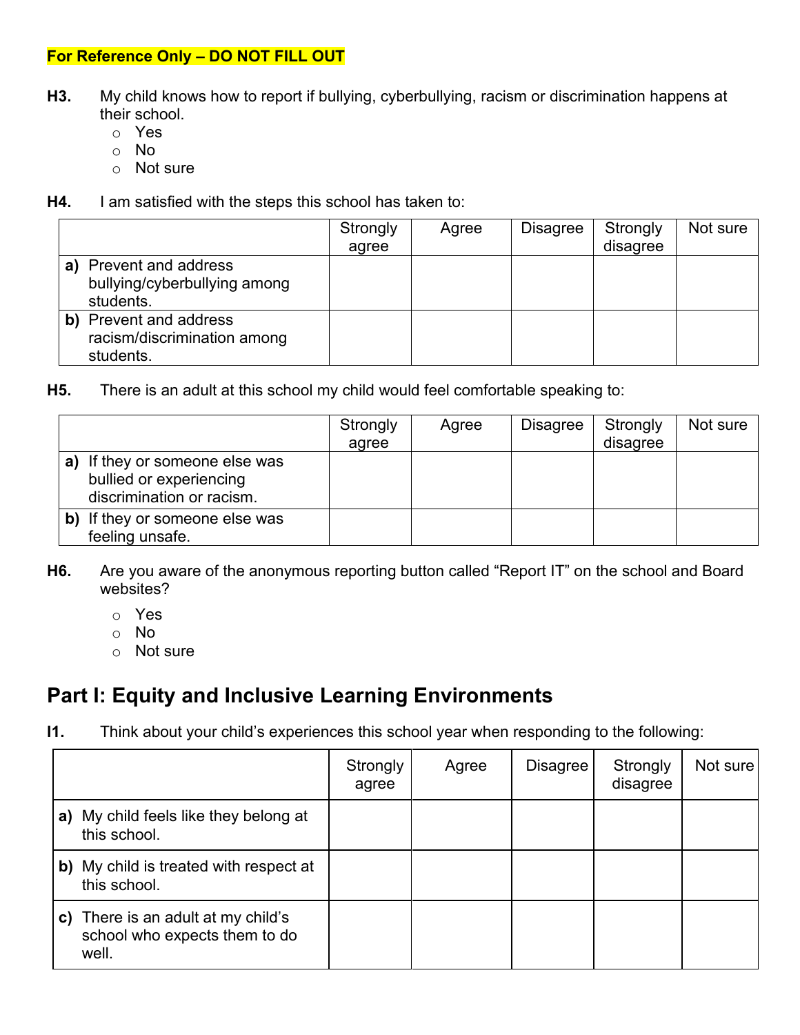**For Reference Only – DO NOT FILL OUT**

**H3.** My child knows how to report if bullying, cyberbullying, racism or discrimination happens at their school.

- Yes
- No
- Not sure

**H4.** I am satisfied with the steps this school has taken to:

| | Strongly agree | Agree | Disagree | Strongly disagree | Not sure |
|---|---|---|---|---|---|
| **a)** Prevent and address bullying/cyberbullying among students. | | | | | |
| **b)** Prevent and address racism/discrimination among students. | | | | | |

**H5.** There is an adult at this school my child would feel comfortable speaking to:

| | Strongly agree | Agree | Disagree | Strongly disagree | Not sure |
|---|---|---|---|---|---|
| **a)** If they or someone else was bullied or experiencing discrimination or racism. | | | | | |
| **b)** If they or someone else was feeling unsafe. | | | | | |

**H6.** Are you aware of the anonymous reporting button called "Report IT" on the school and Board websites?

- Yes
- No
- Not sure

## Part I: Equity and Inclusive Learning Environments

**I1.** Think about your child's experiences this school year when responding to the following:

| | Strongly agree | Agree | Disagree | Strongly disagree | Not sure |
|---|---|---|---|---|---|
| **a)** My child feels like they belong at this school. | | | | | |
| **b)** My child is treated with respect at this school. | | | | | |
| **c)** There is an adult at my child's school who expects them to do well. | | | | | |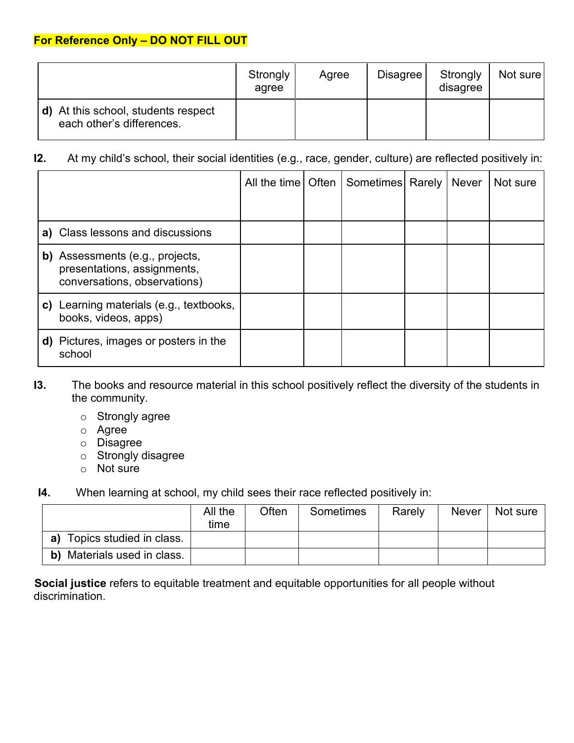**For Reference Only – DO NOT FILL OUT**

| | Strongly agree | Agree | Disagree | Strongly disagree | Not sure |
|---|---|---|---|---|---|
| **d)** At this school, students respect each other's differences. | | | | | |

**I2.** At my child's school, their social identities (e.g., race, gender, culture) are reflected positively in:

| | All the time | Often | Sometimes | Rarely | Never | Not sure |
|---|---|---|---|---|---|---|
| **a)** Class lessons and discussions | | | | | | |
| **b)** Assessments (e.g., projects, presentations, assignments, conversations, observations) | | | | | | |
| **c)** Learning materials (e.g., textbooks, books, videos, apps) | | | | | | |
| **d)** Pictures, images or posters in the school | | | | | | |

**I3.** The books and resource material in this school positively reflect the diversity of the students in the community.

- Strongly agree
- Agree
- Disagree
- Strongly disagree
- Not sure

**I4.** When learning at school, my child sees their race reflected positively in:

| | All the time | Often | Sometimes | Rarely | Never | Not sure |
|---|---|---|---|---|---|---|
| **a)** Topics studied in class. | | | | | | |
| **b)** Materials used in class. | | | | | | |

**Social justice** refers to equitable treatment and equitable opportunities for all people without discrimination.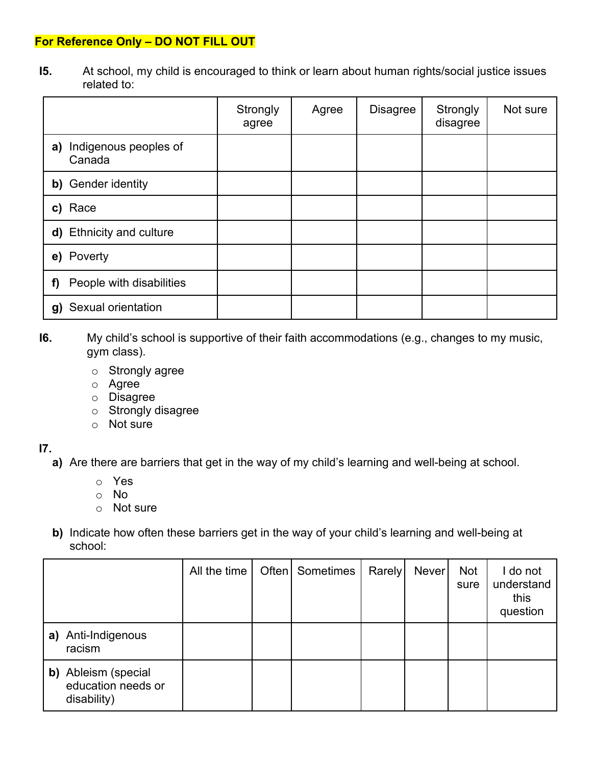**For Reference Only – DO NOT FILL OUT**

**I5.** At school, my child is encouraged to think or learn about human rights/social justice issues related to:

| | Strongly agree | Agree | Disagree | Strongly disagree | Not sure |
|---|---|---|---|---|---|
| **a)** Indigenous peoples of Canada | | | | | |
| **b)** Gender identity | | | | | |
| **c)** Race | | | | | |
| **d)** Ethnicity and culture | | | | | |
| **e)** Poverty | | | | | |
| **f)** People with disabilities | | | | | |
| **g)** Sexual orientation | | | | | |

**I6.** My child's school is supportive of their faith accommodations (e.g., changes to my music, gym class).

- Strongly agree
- Agree
- Disagree
- Strongly disagree
- Not sure

**I7.**

**a)** Are there are barriers that get in the way of my child's learning and well-being at school.

- Yes
- No
- Not sure

**b)** Indicate how often these barriers get in the way of your child's learning and well-being at school:

| | All the time | Often | Sometimes | Rarely | Never | Not sure | I do not understand this question |
|---|---|---|---|---|---|---|---|
| **a)** Anti-Indigenous racism | | | | | | | |
| **b)** Ableism (special education needs or disability) | | | | | | | |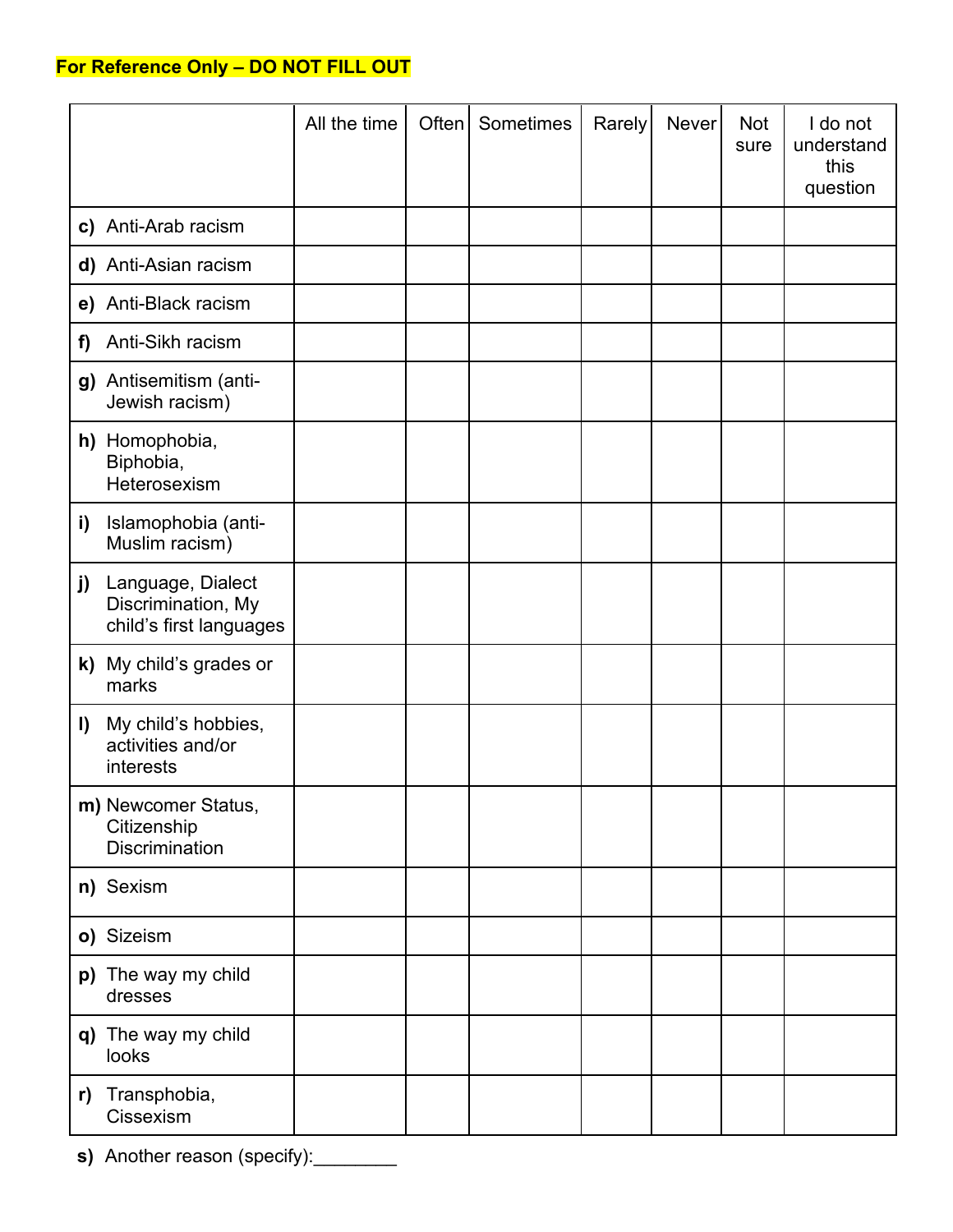**For Reference Only – DO NOT FILL OUT**

| | All the time | Often | Sometimes | Rarely | Never | Not sure | I do not understand this question |
|---|---|---|---|---|---|---|---|
| **c)** Anti-Arab racism | | | | | | | |
| **d)** Anti-Asian racism | | | | | | | |
| **e)** Anti-Black racism | | | | | | | |
| **f)** Anti-Sikh racism | | | | | | | |
| **g)** Antisemitism (anti-Jewish racism) | | | | | | | |
| **h)** Homophobia, Biphobia, Heterosexism | | | | | | | |
| **i)** Islamophobia (anti-Muslim racism) | | | | | | | |
| **j)** Language, Dialect Discrimination, My child's first languages | | | | | | | |
| **k)** My child's grades or marks | | | | | | | |
| **l)** My child's hobbies, activities and/or interests | | | | | | | |
| **m)** Newcomer Status, Citizenship Discrimination | | | | | | | |
| **n)** Sexism | | | | | | | |
| **o)** Sizeism | | | | | | | |
| **p)** The way my child dresses | | | | | | | |
| **q)** The way my child looks | | | | | | | |
| **r)** Transphobia, Cissexism | | | | | | | |

**s)** Another reason (specify):________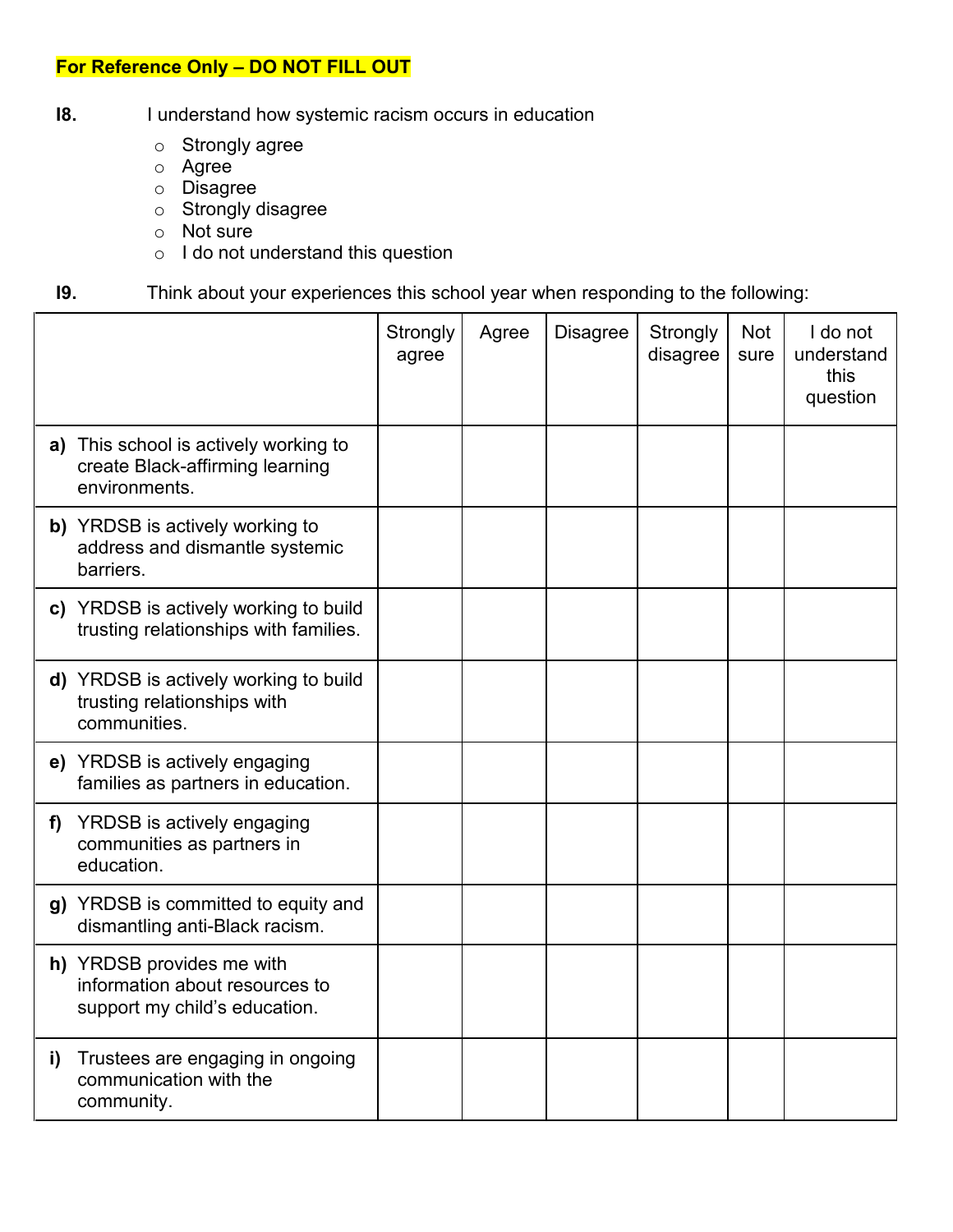**For Reference Only – DO NOT FILL OUT**

**I8.** I understand how systemic racism occurs in education

- Strongly agree
- Agree
- Disagree
- Strongly disagree
- Not sure
- I do not understand this question

**I9.** Think about your experiences this school year when responding to the following:

| | Strongly agree | Agree | Disagree | Strongly disagree | Not sure | I do not understand this question |
|---|---|---|---|---|---|---|
| **a)** This school is actively working to create Black-affirming learning environments. | | | | | | |
| **b)** YRDSB is actively working to address and dismantle systemic barriers. | | | | | | |
| **c)** YRDSB is actively working to build trusting relationships with families. | | | | | | |
| **d)** YRDSB is actively working to build trusting relationships with communities. | | | | | | |
| **e)** YRDSB is actively engaging families as partners in education. | | | | | | |
| **f)** YRDSB is actively engaging communities as partners in education. | | | | | | |
| **g)** YRDSB is committed to equity and dismantling anti-Black racism. | | | | | | |
| **h)** YRDSB provides me with information about resources to support my child's education. | | | | | | |
| **i)** Trustees are engaging in ongoing communication with the community. | | | | | | |